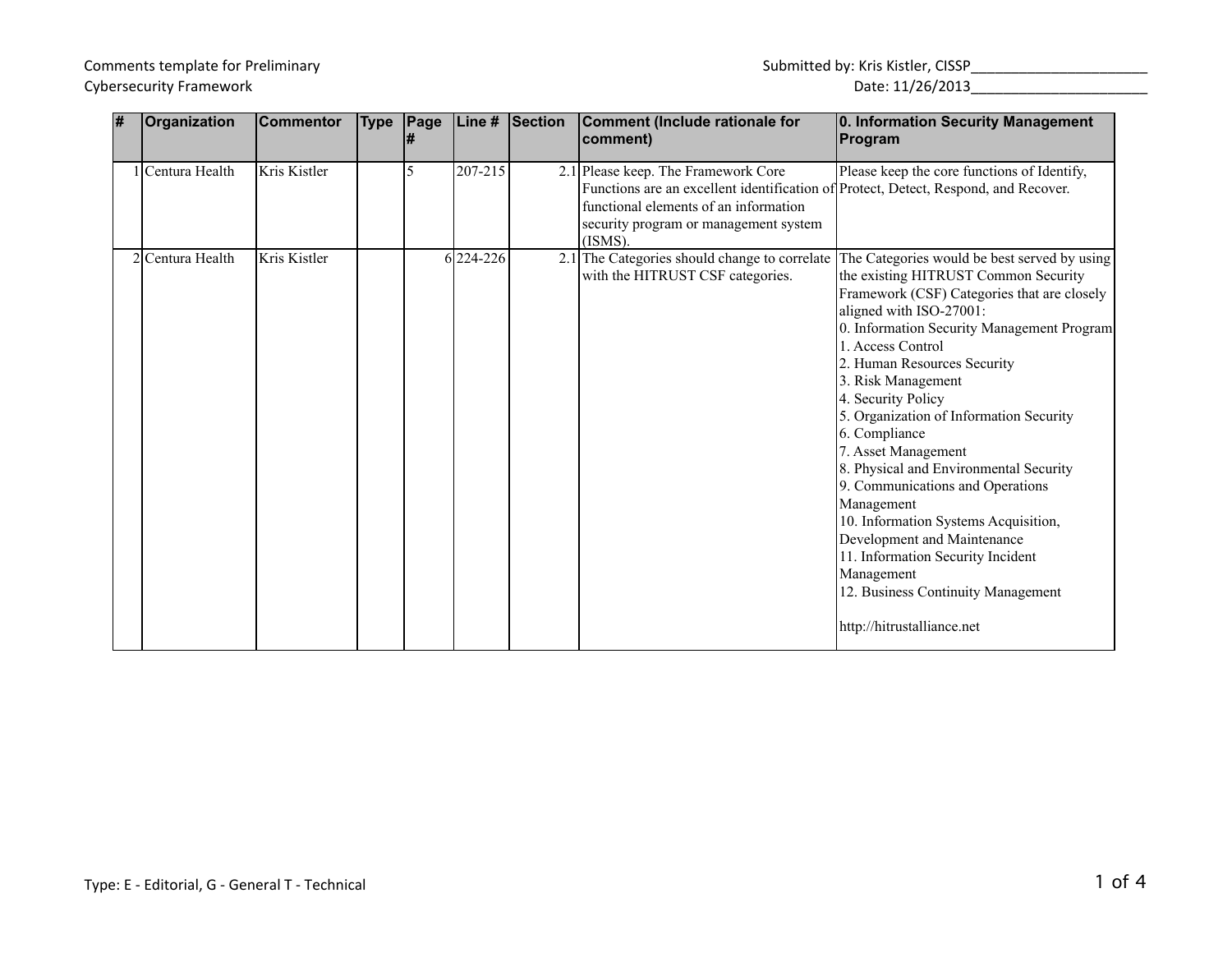Comments template for Preliminary Cybersecurity Framework

Submitted by: Kris Kistler, CISSP______________________

Date: 11/26/2013______________________

| # | Organization | Commentor | Type | Page # | Line # | Section | Comment (Include rationale for comment) | 0. Information Security Management Program |
|---|---|---|---|---|---|---|---|---|
| 1 | Centura Health | Kris Kistler | | 5 | 207-215 | 2.1 | Please keep. The Framework Core Functions are an excellent identification of functional elements of an information security program or management system (ISMS). | Please keep the core functions of Identify, Protect, Detect, Respond, and Recover. |
| 2 | Centura Health | Kris Kistler | | 6 | 224-226 | 2.1 | The Categories should change to correlate with the HITRUST CSF categories. | The Categories would be best served by using the existing HITRUST Common Security Framework (CSF) Categories that are closely aligned with ISO-27001:<br>0. Information Security Management Program<br>1. Access Control<br>2. Human Resources Security<br>3. Risk Management<br>4. Security Policy<br>5. Organization of Information Security<br>6. Compliance<br>7. Asset Management<br>8. Physical and Environmental Security<br>9. Communications and Operations Management<br>10. Information Systems Acquisition, Development and Maintenance<br>11. Information Security Incident Management<br>12. Business Continuity Management<br><br>http://hitrustalliance.net |

Type: E - Editorial, G - General T - Technical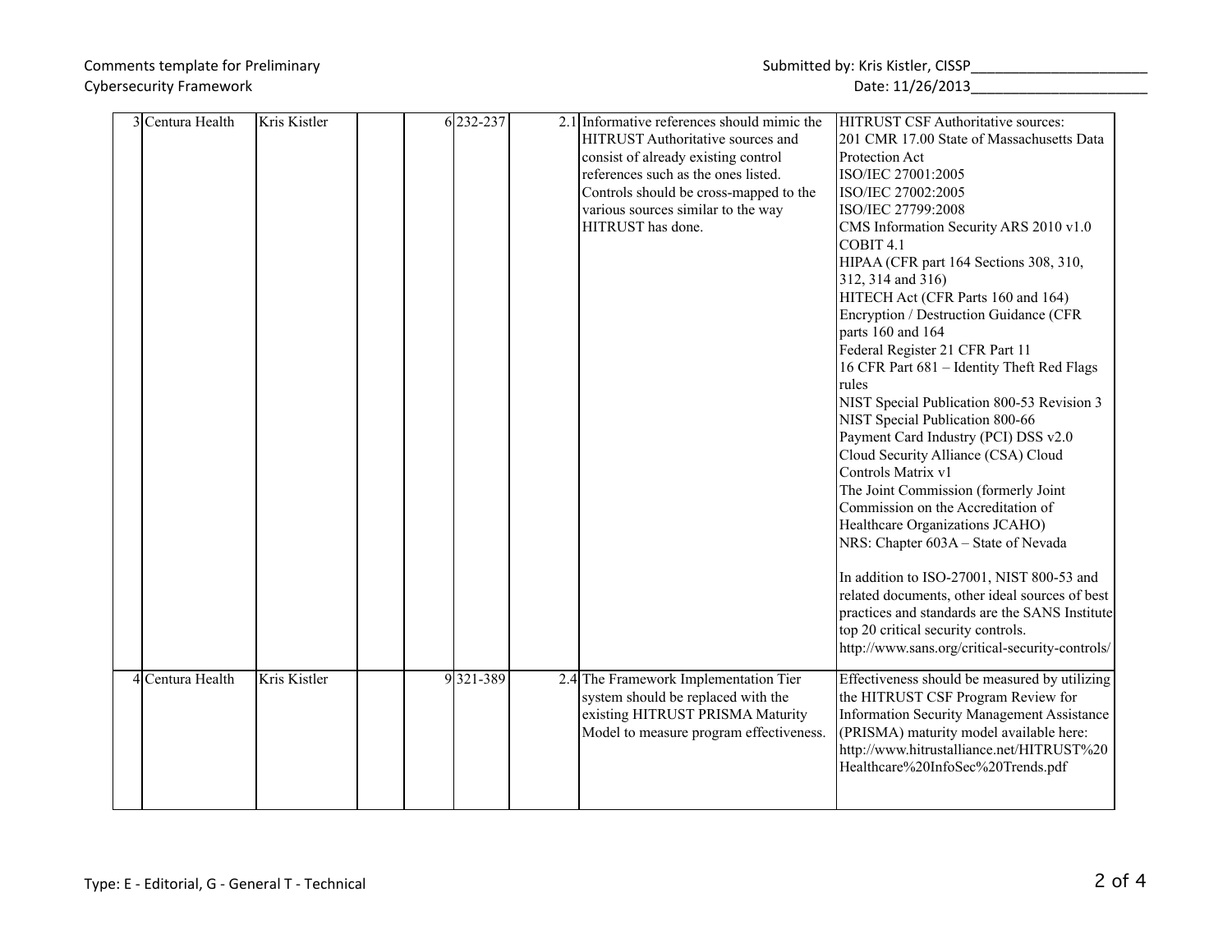Comments template for Preliminary Cybersecurity Framework

Submitted by: Kris Kistler, CISSP______________________

Date: 11/26/2013______________________

| | | | | | | | | |
|---|---|---|---|---|---|---|---|---|
| 3 | Centura Health | Kris Kistler | | | 6 | 232-237 | 2.1 | Informative references should mimic the HITRUST Authoritative sources and consist of already existing control references such as the ones listed. Controls should be cross-mapped to the various sources similar to the way HITRUST has done. | HITRUST CSF Authoritative sources:<br>201 CMR 17.00 State of Massachusetts Data Protection Act<br>ISO/IEC 27001:2005<br>ISO/IEC 27002:2005<br>ISO/IEC 27799:2008<br>CMS Information Security ARS 2010 v1.0<br>COBIT 4.1<br>HIPAA (CFR part 164 Sections 308, 310, 312, 314 and 316)<br>HITECH Act (CFR Parts 160 and 164)<br>Encryption / Destruction Guidance (CFR parts 160 and 164<br>Federal Register 21 CFR Part 11<br>16 CFR Part 681 – Identity Theft Red Flags rules<br>NIST Special Publication 800-53 Revision 3<br>NIST Special Publication 800-66<br>Payment Card Industry (PCI) DSS v2.0<br>Cloud Security Alliance (CSA) Cloud Controls Matrix v1<br>The Joint Commission (formerly Joint Commission on the Accreditation of Healthcare Organizations JCAHO)<br>NRS: Chapter 603A – State of Nevada<br><br>In addition to ISO-27001, NIST 800-53 and related documents, other ideal sources of best practices and standards are the SANS Institute top 20 critical security controls.<br>http://www.sans.org/critical-security-controls/ |
| 4 | Centura Health | Kris Kistler | | | 9 | 321-389 | 2.4 | The Framework Implementation Tier system should be replaced with the existing HITRUST PRISMA Maturity Model to measure program effectiveness. | Effectiveness should be measured by utilizing the HITRUST CSF Program Review for Information Security Management Assistance (PRISMA) maturity model available here:<br>http://www.hitrustalliance.net/HITRUST%20Healthcare%20InfoSec%20Trends.pdf |

Type: E - Editorial, G - General T - Technical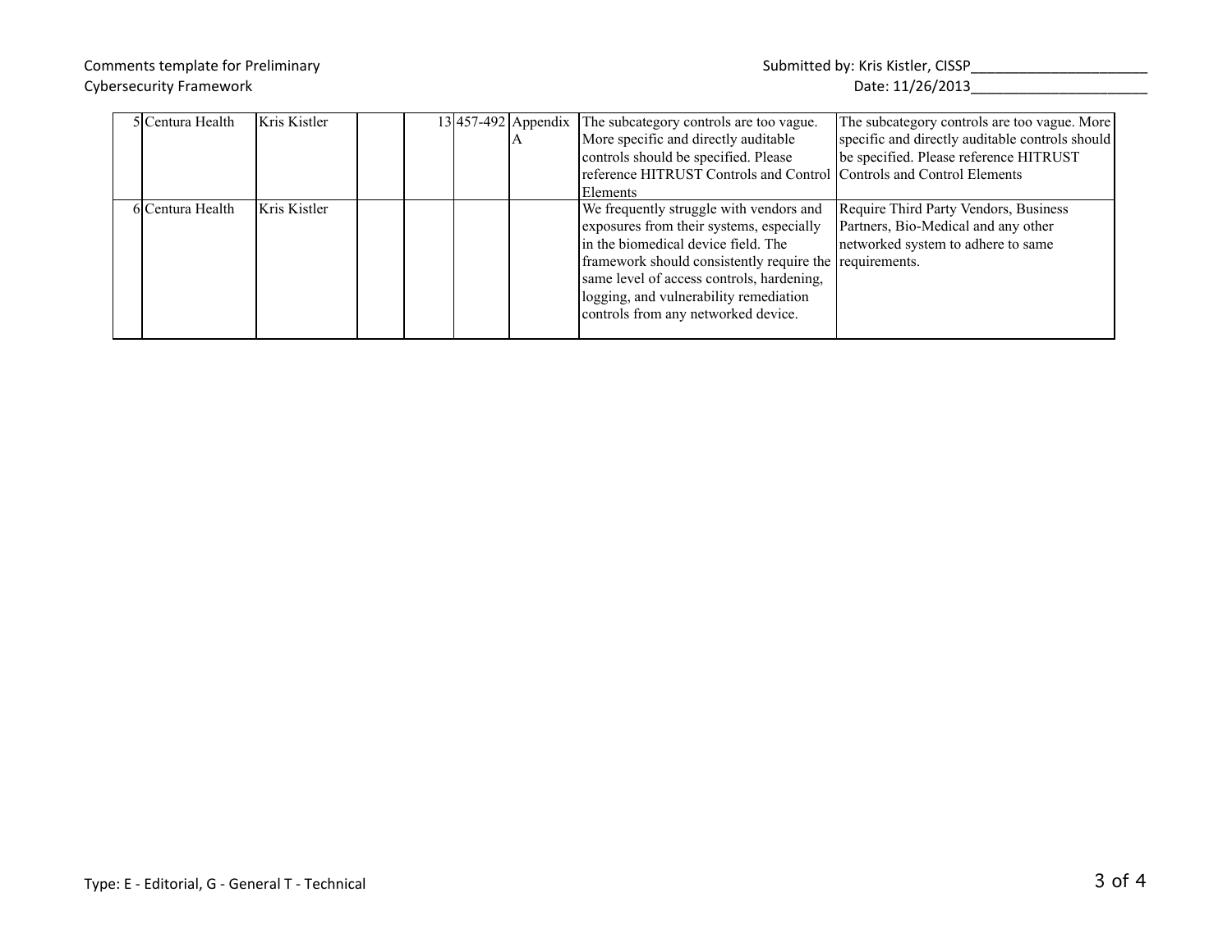Comments template for Preliminary Cybersecurity Framework

Submitted by: Kris Kistler, CISSP______________________

Date: 11/26/2013______________________

| | | | | | | | | | |
|---|---|---|---|---|---|---|---|---|---|
| 5 | Centura Health | Kris Kistler | | | 13 | 457-492 | Appendix A | The subcategory controls are too vague. More specific and directly auditable controls should be specified. Please reference HITRUST Controls and Control Elements | The subcategory controls are too vague. More specific and directly auditable controls should be specified. Please reference HITRUST Controls and Control Elements |
| 6 | Centura Health | Kris Kistler | | | | | | We frequently struggle with vendors and exposures from their systems, especially in the biomedical device field. The framework should consistently require the same level of access controls, hardening, logging, and vulnerability remediation controls from any networked device. | Require Third Party Vendors, Business Partners, Bio-Medical and any other networked system to adhere to same requirements. |

Type: E - Editorial, G - General T - Technical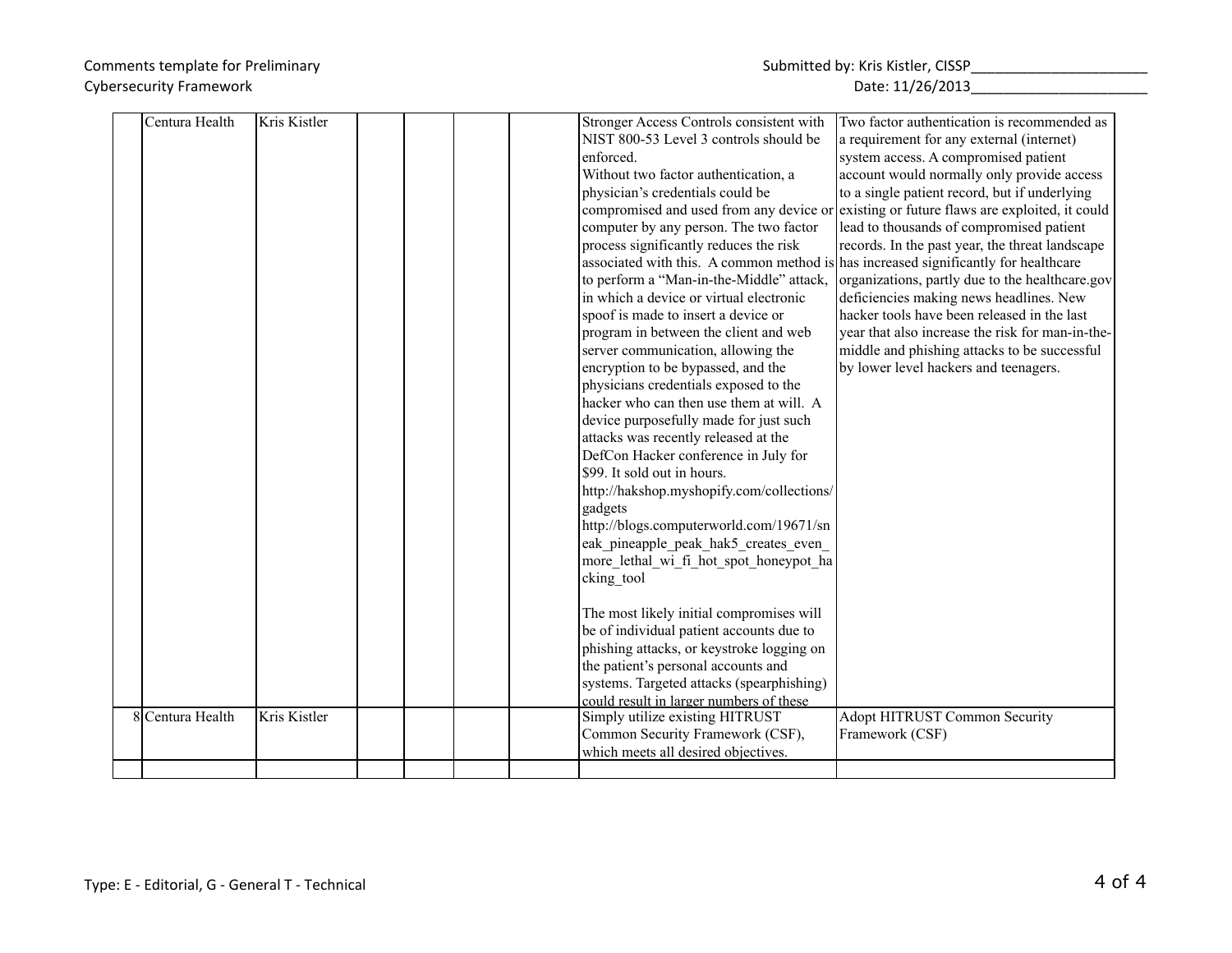| | | | | | | | | |
|---|---|---|---|---|---|---|---|---|
| | Centura Health | Kris Kistler | | | | | Stronger Access Controls consistent with NIST 800-53 Level 3 controls should be enforced.<br>Without two factor authentication, a physician's credentials could be compromised and used from any device or computer by any person. The two factor process significantly reduces the risk associated with this. A common method is to perform a "Man-in-the-Middle" attack, in which a device or virtual electronic spoof is made to insert a device or program in between the client and web server communication, allowing the encryption to be bypassed, and the physicians credentials exposed to the hacker who can then use them at will. A device purposefully made for just such attacks was recently released at the DefCon Hacker conference in July for $99. It sold out in hours.<br>http://hakshop.myshopify.com/collections/gadgets<br>http://blogs.computerworld.com/19671/sneak_pineapple_peak_hak5_creates_even_more_lethal_wi_fi_hot_spot_honeypot_hacking_tool<br><br>The most likely initial compromises will be of individual patient accounts due to phishing attacks, or keystroke logging on the patient's personal accounts and systems. Targeted attacks (spearphishing) could result in larger numbers of these | Two factor authentication is recommended as a requirement for any external (internet) system access. A compromised patient account would normally only provide access to a single patient record, but if underlying existing or future flaws are exploited, it could lead to thousands of compromised patient records. In the past year, the threat landscape has increased significantly for healthcare organizations, partly due to the healthcare.gov deficiencies making news headlines. New hacker tools have been released in the last year that also increase the risk for man-in-the-middle and phishing attacks to be successful by lower level hackers and teenagers. |
| 8 | Centura Health | Kris Kistler | | | | | Simply utilize existing HITRUST Common Security Framework (CSF), which meets all desired objectives. | Adopt HITRUST Common Security Framework (CSF) |
| | | | | | | | | |

Type: E - Editorial, G - General T - Technical